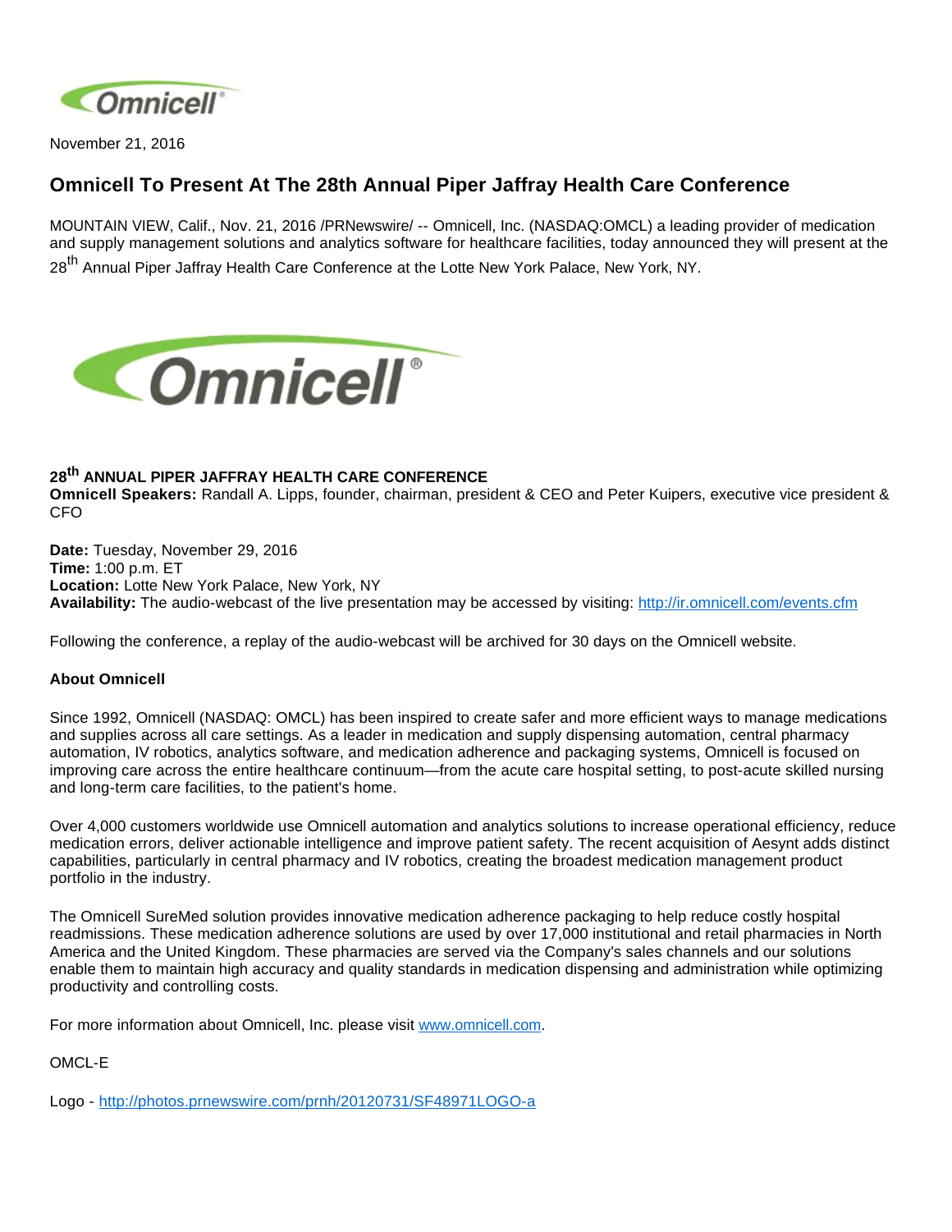November 21, 2016

# Omnicell To Present At The 28th Annual Piper Jaffray Health Care Conference

MOUNTAIN VIEW, Calif., Nov. 21, 2016 /PRNewswire/ -- Omnicell, Inc. (NASDAQ:OMCL) a leading provider of medication and supply management solutions and analytics software for healthcare facilities, today announced they will present at the 28th Annual Piper Jaffray Health Care Conference at the Lotte New York Palace, New York, NY.

**28th ANNUAL PIPER JAFFRAY HEALTH CARE CONFERENCE**
**Omnicell Speakers:** Randall A. Lipps, founder, chairman, president & CEO and Peter Kuipers, executive vice president & CFO

**Date:** Tuesday, November 29, 2016
**Time:** 1:00 p.m. ET
**Location:** Lotte New York Palace, New York, NY
**Availability:** The audio-webcast of the live presentation may be accessed by visiting: http://ir.omnicell.com/events.cfm

Following the conference, a replay of the audio-webcast will be archived for 30 days on the Omnicell website.

**About Omnicell**

Since 1992, Omnicell (NASDAQ: OMCL) has been inspired to create safer and more efficient ways to manage medications and supplies across all care settings. As a leader in medication and supply dispensing automation, central pharmacy automation, IV robotics, analytics software, and medication adherence and packaging systems, Omnicell is focused on improving care across the entire healthcare continuum—from the acute care hospital setting, to post-acute skilled nursing and long-term care facilities, to the patient's home.

Over 4,000 customers worldwide use Omnicell automation and analytics solutions to increase operational efficiency, reduce medication errors, deliver actionable intelligence and improve patient safety. The recent acquisition of Aesynt adds distinct capabilities, particularly in central pharmacy and IV robotics, creating the broadest medication management product portfolio in the industry.

The Omnicell SureMed solution provides innovative medication adherence packaging to help reduce costly hospital readmissions. These medication adherence solutions are used by over 17,000 institutional and retail pharmacies in North America and the United Kingdom. These pharmacies are served via the Company's sales channels and our solutions enable them to maintain high accuracy and quality standards in medication dispensing and administration while optimizing productivity and controlling costs.

For more information about Omnicell, Inc. please visit www.omnicell.com.

OMCL-E

Logo - http://photos.prnewswire.com/prnh/20120731/SF48971LOGO-a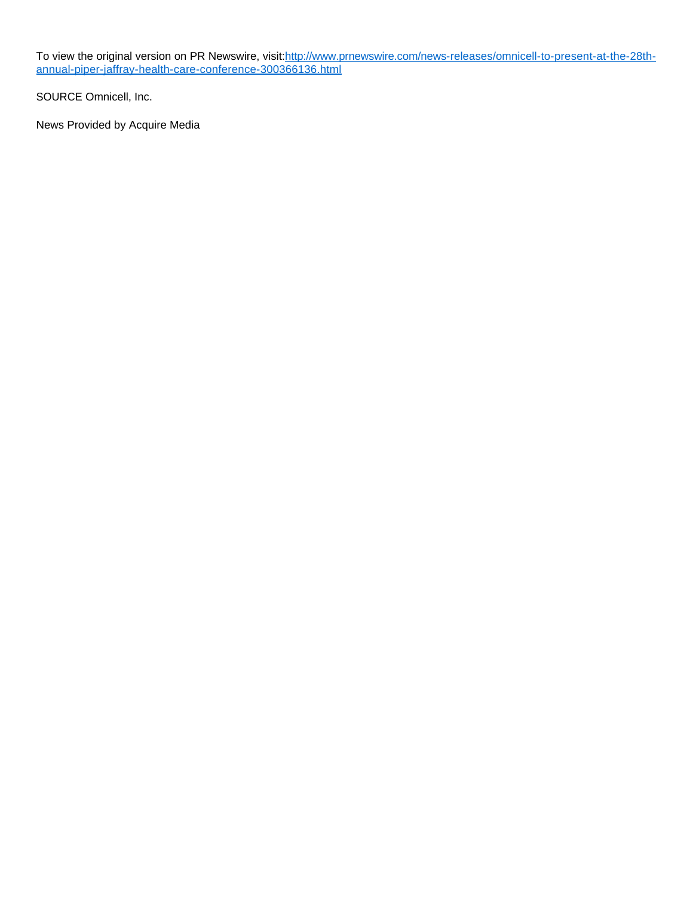To view the original version on PR Newswire, visit:[http://www.prnewswire.com/news-releases/omnicell-to-present-at-the-28th-annual-piper-jaffray-health-care-conference-300366136.html](http://www.prnewswire.com/news-releases/omnicell-to-present-at-the-28th-annual-piper-jaffray-health-care-conference-300366136.html)

SOURCE Omnicell, Inc.

News Provided by Acquire Media